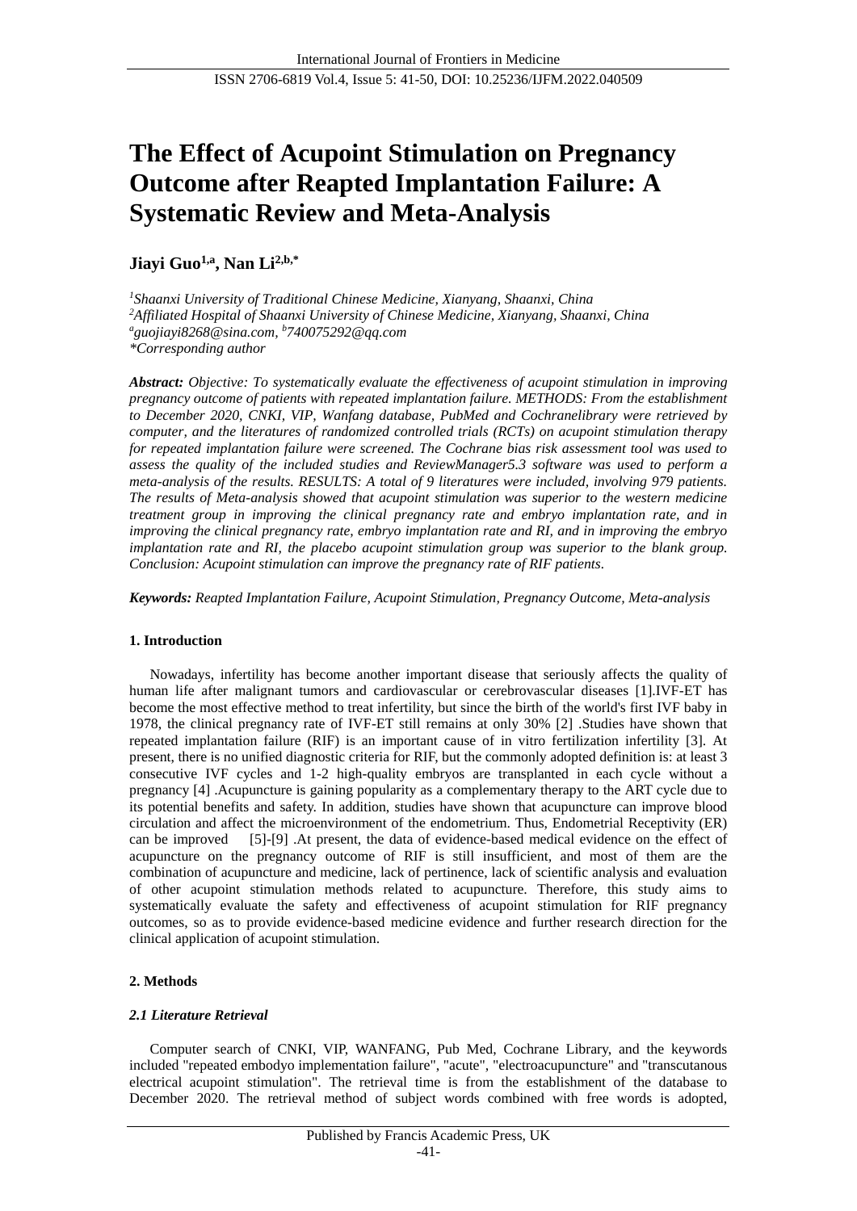# The Effect of Acupoint Stimulation on Pregnancy Outcome after Reapted Implantation Failure: A Systematic Review and Meta-Analysis

**Jiayi Guo[1,a], Nan Li[2,b,*]**

*[1]Shaanxi University of Traditional Chinese Medicine, Xianyang, Shaanxi, China*
*[2]Affiliated Hospital of Shaanxi University of Chinese Medicine, Xianyang, Shaanxi, China*
*[a]guojiayi8268@sina.com, [b]740075292@qq.com*
*\*Corresponding author*

***Abstract:*** *Objective: To systematically evaluate the effectiveness of acupoint stimulation in improving pregnancy outcome of patients with repeated implantation failure. METHODS: From the establishment to December 2020, CNKI, VIP, Wanfang database, PubMed and Cochranelibrary were retrieved by computer, and the literatures of randomized controlled trials (RCTs) on acupoint stimulation therapy for repeated implantation failure were screened. The Cochrane bias risk assessment tool was used to assess the quality of the included studies and ReviewManager5.3 software was used to perform a meta-analysis of the results. RESULTS: A total of 9 literatures were included, involving 979 patients. The results of Meta-analysis showed that acupoint stimulation was superior to the western medicine treatment group in improving the clinical pregnancy rate and embryo implantation rate, and in improving the clinical pregnancy rate, embryo implantation rate and RI, and in improving the embryo implantation rate and RI, the placebo acupoint stimulation group was superior to the blank group. Conclusion: Acupoint stimulation can improve the pregnancy rate of RIF patients.*

***Keywords:*** *Reapted Implantation Failure, Acupoint Stimulation, Pregnancy Outcome, Meta-analysis*

## 1. Introduction

Nowadays, infertility has become another important disease that seriously affects the quality of human life after malignant tumors and cardiovascular or cerebrovascular diseases [1].IVF-ET has become the most effective method to treat infertility, but since the birth of the world's first IVF baby in 1978, the clinical pregnancy rate of IVF-ET still remains at only 30% [2] .Studies have shown that repeated implantation failure (RIF) is an important cause of in vitro fertilization infertility [3]. At present, there is no unified diagnostic criteria for RIF, but the commonly adopted definition is: at least 3 consecutive IVF cycles and 1-2 high-quality embryos are transplanted in each cycle without a pregnancy [4] .Acupuncture is gaining popularity as a complementary therapy to the ART cycle due to its potential benefits and safety. In addition, studies have shown that acupuncture can improve blood circulation and affect the microenvironment of the endometrium. Thus, Endometrial Receptivity (ER) can be improved [5]-[9] .At present, the data of evidence-based medical evidence on the effect of acupuncture on the pregnancy outcome of RIF is still insufficient, and most of them are the combination of acupuncture and medicine, lack of pertinence, lack of scientific analysis and evaluation of other acupoint stimulation methods related to acupuncture. Therefore, this study aims to systematically evaluate the safety and effectiveness of acupoint stimulation for RIF pregnancy outcomes, so as to provide evidence-based medicine evidence and further research direction for the clinical application of acupoint stimulation.

## 2. Methods

### *2.1 Literature Retrieval*

Computer search of CNKI, VIP, WANFANG, Pub Med, Cochrane Library, and the keywords included "repeated embodyo implementation failure", "acute", "electroacupuncture" and "transcutanous electrical acupoint stimulation". The retrieval time is from the establishment of the database to December 2020. The retrieval method of subject words combined with free words is adopted,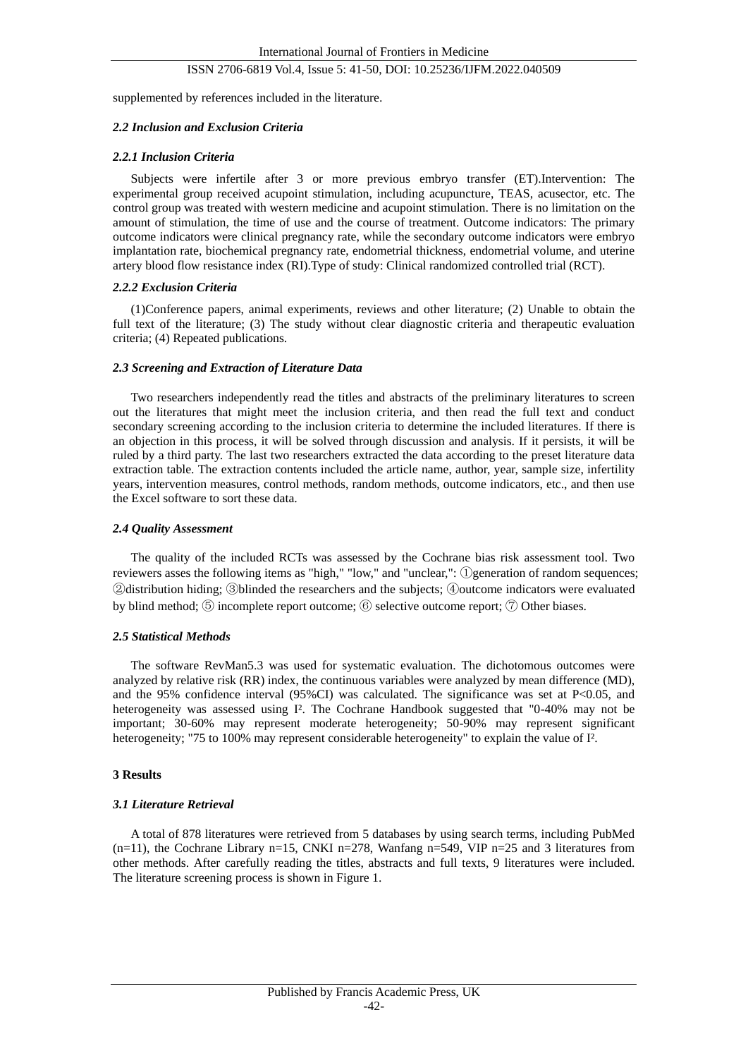supplemented by references included in the literature.

### *2.2 Inclusion and Exclusion Criteria*

#### *2.2.1 Inclusion Criteria*

Subjects were infertile after 3 or more previous embryo transfer (ET).Intervention: The experimental group received acupoint stimulation, including acupuncture, TEAS, acusector, etc. The control group was treated with western medicine and acupoint stimulation. There is no limitation on the amount of stimulation, the time of use and the course of treatment. Outcome indicators: The primary outcome indicators were clinical pregnancy rate, while the secondary outcome indicators were embryo implantation rate, biochemical pregnancy rate, endometrial thickness, endometrial volume, and uterine artery blood flow resistance index (RI).Type of study: Clinical randomized controlled trial (RCT).

#### *2.2.2 Exclusion Criteria*

(1)Conference papers, animal experiments, reviews and other literature; (2) Unable to obtain the full text of the literature; (3) The study without clear diagnostic criteria and therapeutic evaluation criteria; (4) Repeated publications.

### *2.3 Screening and Extraction of Literature Data*

Two researchers independently read the titles and abstracts of the preliminary literatures to screen out the literatures that might meet the inclusion criteria, and then read the full text and conduct secondary screening according to the inclusion criteria to determine the included literatures. If there is an objection in this process, it will be solved through discussion and analysis. If it persists, it will be ruled by a third party. The last two researchers extracted the data according to the preset literature data extraction table. The extraction contents included the article name, author, year, sample size, infertility years, intervention measures, control methods, random methods, outcome indicators, etc., and then use the Excel software to sort these data.

### *2.4 Quality Assessment*

The quality of the included RCTs was assessed by the Cochrane bias risk assessment tool. Two reviewers asses the following items as "high," "low," and "unclear,": ①generation of random sequences; ②distribution hiding; ③blinded the researchers and the subjects; ④outcome indicators were evaluated by blind method; ⑤ incomplete report outcome; ⑥ selective outcome report; ⑦ Other biases.

### *2.5 Statistical Methods*

The software RevMan5.3 was used for systematic evaluation. The dichotomous outcomes were analyzed by relative risk (RR) index, the continuous variables were analyzed by mean difference (MD), and the 95% confidence interval (95%CI) was calculated. The significance was set at $P<0.05$, and heterogeneity was assessed using $I^2$. The Cochrane Handbook suggested that "0-40% may not be important; 30-60% may represent moderate heterogeneity; 50-90% may represent significant heterogeneity; "75 to 100% may represent considerable heterogeneity" to explain the value of $I^2$.

## 3 Results

### *3.1 Literature Retrieval*

A total of 878 literatures were retrieved from 5 databases by using search terms, including PubMed (n=11), the Cochrane Library n=15, CNKI n=278, Wanfang n=549, VIP n=25 and 3 literatures from other methods. After carefully reading the titles, abstracts and full texts, 9 literatures were included. The literature screening process is shown in Figure 1.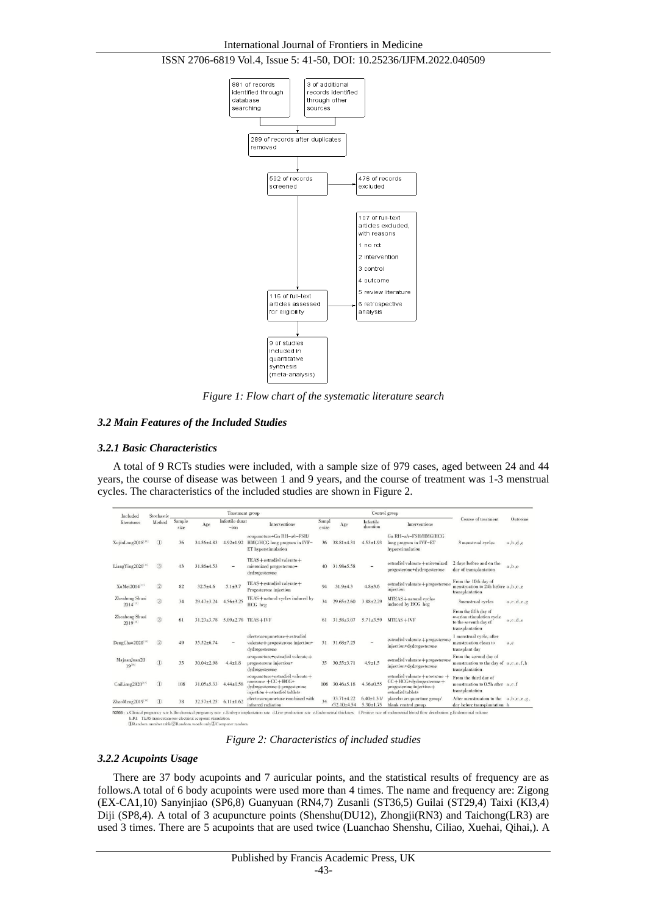881 of records identified through database searching

3 of additional records identified through other sources

289 of records after duplicates removed

592 of records screened

476 of records excluded

107 of full-text articles excluded, with reasons
1 no rct
2 intervention
3 control
4 outcome
5 review literature
6 retrospective analysis

116 of full-text articles assessed for eligibility

9 of studies included in quantitative synthesis (meta-analysis)

*Figure 1: Flow chart of the systematic literature search*

### *3.2 Main Features of the Included Studies*

#### *3.2.1 Basic Characteristics*

A total of 9 RCTs studies were included, with a sample size of 979 cases, aged between 24 and 44 years, the course of disease was between 1 and 9 years, and the course of treatment was 1-3 menstrual cycles. The characteristics of the included studies are shown in Figure 2.

| Included literatures | Stochastic Method | Treatment group | | | | Control group | | | | Course of treatment | Outcome |
|---|---|---|---|---|---|---|---|---|---|---|---|
| | | Sample size | Age | Infertile duration | Interventions | Sample size | Age | Infertile duration | Interventions | | |
| XujinLong2018[8] | ① | 36 | 34.56±4.83 | 4.92±1.92 | acupuncture+Gn RH−a/r−FSH/HMG/HCG long program in IVF−ET hyperstimulation | 36 | 38.81±4.31 | 4.53±1.93 | Gn RH−a/r−FSH/HMG/HCG long program in IVF−ET hyperstimulation | 3 menstrual cycles | a,b,d,e |
| LiangYing2020[9] | ③ | 43 | 31.86±4.53 | − | TEAS＋estradiol valerate＋micronized progesterone+dydrogesterone | 40 | 31.98±5.58 | − | estradiol valerate＋micronized progesterone+dydrogesterone | 2 days before and on the day of transplantation | a,b,e |
| XuMei2014[10] | ② | 82 | 32.5±4.6 | 5.1±3.7 | TEAS＋estradiol valerate＋Progesterone injection | 94 | 31.9±4.3 | 4.8±3.6 | estradiol valerate＋progesterone injection | From the 10th day of menstruation to 24h before transplantation | a,b,c,e |
| Zhenhong Shuai 2014[11] | ③ | 34 | 29.47±3.24 | 4.56±3.25 | TEAS＋natural cycles induced by HCG hcg | 34 | 29.65±2.60 | 3.88±2.29 | MTEAS＋natural cycles induced by HCG hcg | 3menstrual cycles | a,c,d,e,g |
| Zhenhong Shuai 2019[12] | ③ | 61 | 31.23±3.78 | 5.09±2.78 | TEAS＋IVF | 61 | 31.58±3.07 | 5.71±3.59 | MTEAS＋IVF | From the fifth day of ovarian stimulation cycle to the seventh day of transplantation | a,c,d,e |
| DengChao2020[13] | ② | 49 | 35.52±6.74 | − | electroacupuncture＋estradiol valerate＋progesterone injection+dydrogesterone | 51 | 31.68±7.25 | − | estradiol valerate＋progesterone injection+dydrogesterone | 1 menstrual cycle, after menstruation clean to transplant day | a,e |
| MajuanJuan2019[14] | ① | 35 | 30.04±2.98 | 4.4±1.8 | acupuncture+estradiol valerate＋progesterone injection+dydrogesterone | 35 | 30.55±3.71 | 4.9±1.5 | estradiol valerate＋progesterone injection+dydrogesterone | From the second day of menstruation to the day of transplantation | a,c,e,f,h |
| CaiLing2020[15] | ① | 108 | 31.05±5.33 | 4.44±0.58 | acupuncture+estradiol valerate＋ norevone ＋CC＋HCG+dydrogesterone＋progesterone injection＋estradiol tablets | 108 | 30.46±5.18 | 4.36±0.55 | estradiol valerate＋norevone ＋CC＋HCG+dydrogesterone＋progesterone injection＋estradiol tablets | From the third day of menstruation to 0.5h after transplantation | a,c,f |
| ZhaoMeng2019[16] | ① | 38 | 32.57±4.25 | 6.11±1.62 | electroacupuncture combined with infrared radiation | 34 | 33.71±4.22 /32.10±4.54 | 6.40±1.31/ 5.30±1.75 | placebo acupuncture group/ blank control group | After menstruation to the day before transplantation | a,b,c,e,g,h |

notes：a.Clinical pregnancy rate b.Biochemical pregnancy rate c.Embryo implantation rate d.Live production rate e.Endometrial thickness f.Positive rate of endometrial blood flow distribution g.Endometrial volume h.RI TEAS transcutaneous electrical acupoint stimulation
①Random number table②Random words only③Computer random

*Figure 2: Characteristics of included studies*

#### *3.2.2 Acupoints Usage*

There are 37 body acupoints and 7 auricular points, and the statistical results of frequency are as follows.A total of 6 body acupoints were used more than 4 times. The name and frequency are: Zigong (EX-CA1,10) Sanyinjiao (SP6,8) Guanyuan (RN4,7) Zusanli (ST36,5) Guilai (ST29,4) Taixi (KI3,4) Diji (SP8,4). A total of 3 acupuncture points (Shenshu(DU12), Zhongji(RN3) and Taichong(LR3) are used 3 times. There are 5 acupoints that are used twice (Luanchao Shenshu, Ciliao, Xuehai, Qihai,). A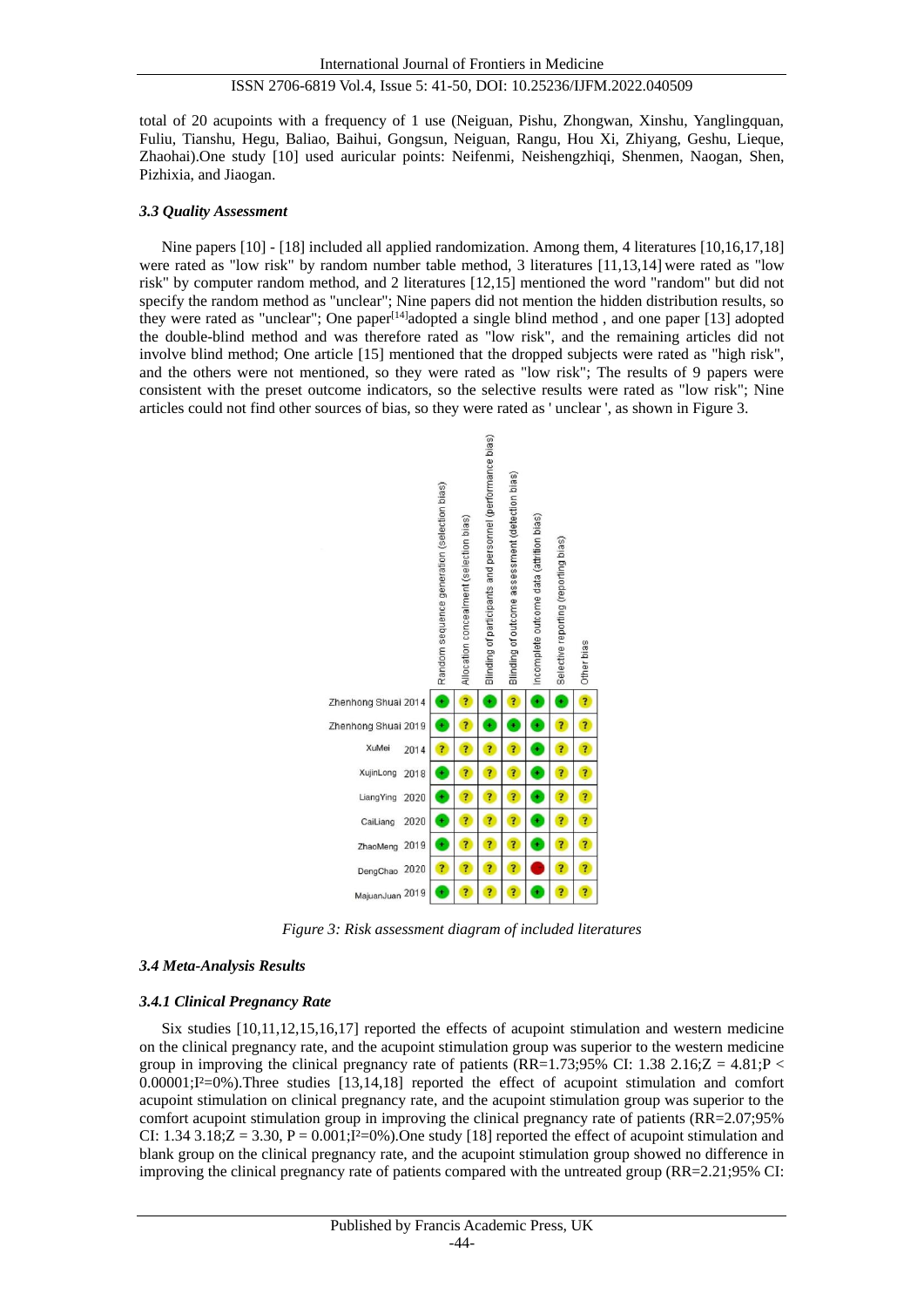total of 20 acupoints with a frequency of 1 use (Neiguan, Pishu, Zhongwan, Xinshu, Yanglingquan, Fuliu, Tianshu, Hegu, Baliao, Baihui, Gongsun, Neiguan, Rangu, Hou Xi, Zhiyang, Geshu, Lieque, Zhaohai).One study [10] used auricular points: Neifenmi, Neishengzhiqi, Shenmen, Naogan, Shen, Pizhixia, and Jiaogan.

### *3.3 Quality Assessment*

Nine papers [10] - [18] included all applied randomization. Among them, 4 literatures [10,16,17,18] were rated as "low risk" by random number table method, 3 literatures [11,13,14] were rated as "low risk" by computer random method, and 2 literatures [12,15] mentioned the word "random" but did not specify the random method as "unclear"; Nine papers did not mention the hidden distribution results, so they were rated as "unclear"; One paper[14] adopted a single blind method , and one paper [13] adopted the double-blind method and was therefore rated as "low risk", and the remaining articles did not involve blind method; One article [15] mentioned that the dropped subjects were rated as "high risk", and the others were not mentioned, so they were rated as "low risk"; The results of 9 papers were consistent with the preset outcome indicators, so the selective results were rated as "low risk"; Nine articles could not find other sources of bias, so they were rated as ' unclear ', as shown in Figure 3.

| | Random sequence generation (selection bias) | Allocation concealment (selection bias) | Blinding of participants and personnel (performance bias) | Blinding of outcome assessment (detection bias) | Incomplete outcome data (attrition bias) | Selective reporting (reporting bias) | Other bias |
|---|---|---|---|---|---|---|---|
| Zhenhong Shuai 2014 | + | ? | + | ? | + | + | ? |
| Zhenhong Shuai 2019 | + | ? | + | + | + | ? | ? |
| XuMei 2014 | ? | ? | ? | ? | + | ? | ? |
| XujinLong 2018 | + | ? | ? | ? | + | ? | ? |
| LiangYing 2020 | + | ? | ? | ? | + | ? | ? |
| CaiLiang 2020 | + | ? | ? | ? | + | ? | ? |
| ZhaoMeng 2019 | + | ? | ? | ? | + | ? | ? |
| DengChao 2020 | ? | ? | ? | ? | - | ? | ? |
| MajuanJuan 2019 | + | ? | ? | ? | + | ? | ? |

*Figure 3: Risk assessment diagram of included literatures*

### *3.4 Meta-Analysis Results*

#### *3.4.1 Clinical Pregnancy Rate*

Six studies [10,11,12,15,16,17] reported the effects of acupoint stimulation and western medicine on the clinical pregnancy rate, and the acupoint stimulation group was superior to the western medicine group in improving the clinical pregnancy rate of patients (RR=1.73;95% CI: 1.38 2.16;$Z = 4.81$;$P < 0.00001$;$I^2$=0%).Three studies [13,14,18] reported the effect of acupoint stimulation and comfort acupoint stimulation on clinical pregnancy rate, and the acupoint stimulation group was superior to the comfort acupoint stimulation group in improving the clinical pregnancy rate of patients (RR=2.07;95% CI: 1.34 3.18;$Z = 3.30$, $P = 0.001$;$I^2$=0%).One study [18] reported the effect of acupoint stimulation and blank group on the clinical pregnancy rate, and the acupoint stimulation group showed no difference in improving the clinical pregnancy rate of patients compared with the untreated group (RR=2.21;95% CI: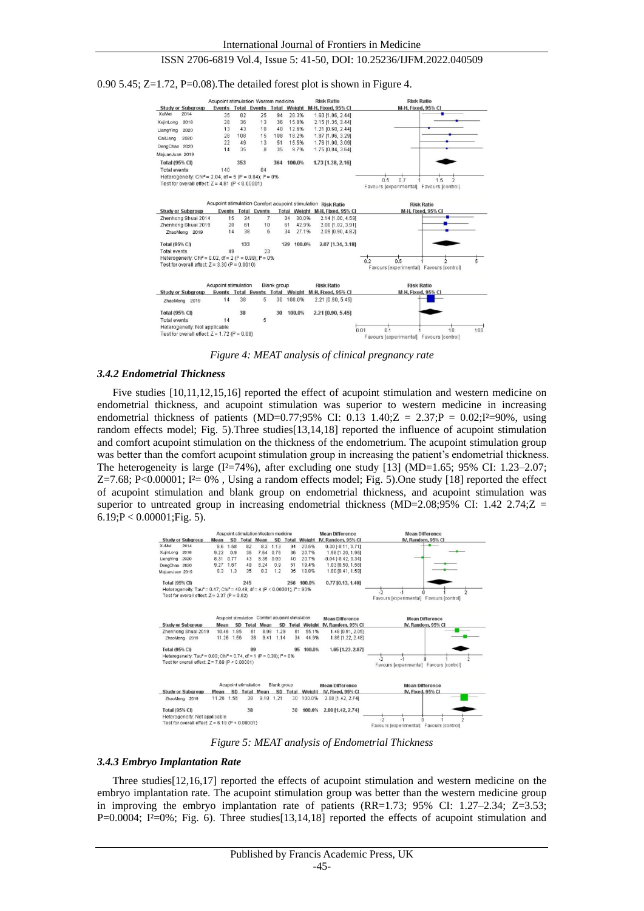0.90 5.45; Z=1.72, P=0.08).The detailed forest plot is shown in Figure 4.

*Figure 4: MEAT analysis of clinical pregnancy rate*

### *3.4.2 Endometrial Thickness*

Five studies [10,11,12,15,16] reported the effect of acupoint stimulation and western medicine on endometrial thickness, and acupoint stimulation was superior to western medicine in increasing endometrial thickness of patients (MD=0.77;95% CI: 0.13 1.40;Z = 2.37;P = 0.02;I²=90%, using random effects model; Fig. 5).Three studies[13,14,18] reported the influence of acupoint stimulation and comfort acupoint stimulation on the thickness of the endometrium. The acupoint stimulation group was better than the comfort acupoint stimulation group in increasing the patient's endometrial thickness. The heterogeneity is large (I²=74%), after excluding one study [13] (MD=1.65; 95% CI: 1.23–2.07; Z=7.68; P<0.00001; I²= 0% , Using a random effects model; Fig. 5).One study [18] reported the effect of acupoint stimulation and blank group on endometrial thickness, and acupoint stimulation was superior to untreated group in increasing endometrial thickness (MD=2.08;95% CI: 1.42 2.74;Z = 6.19;P < 0.00001;Fig. 5).

*Figure 5: MEAT analysis of Endometrial Thickness*

### *3.4.3 Embryo Implantation Rate*

Three studies[12,16,17] reported the effects of acupoint stimulation and western medicine on the embryo implantation rate. The acupoint stimulation group was better than the western medicine group in improving the embryo implantation rate of patients (RR=1.73; 95% CI: 1.27–2.34; Z=3.53; P=0.0004; I²=0%; Fig. 6). Three studies[13,14,18] reported the effects of acupoint stimulation and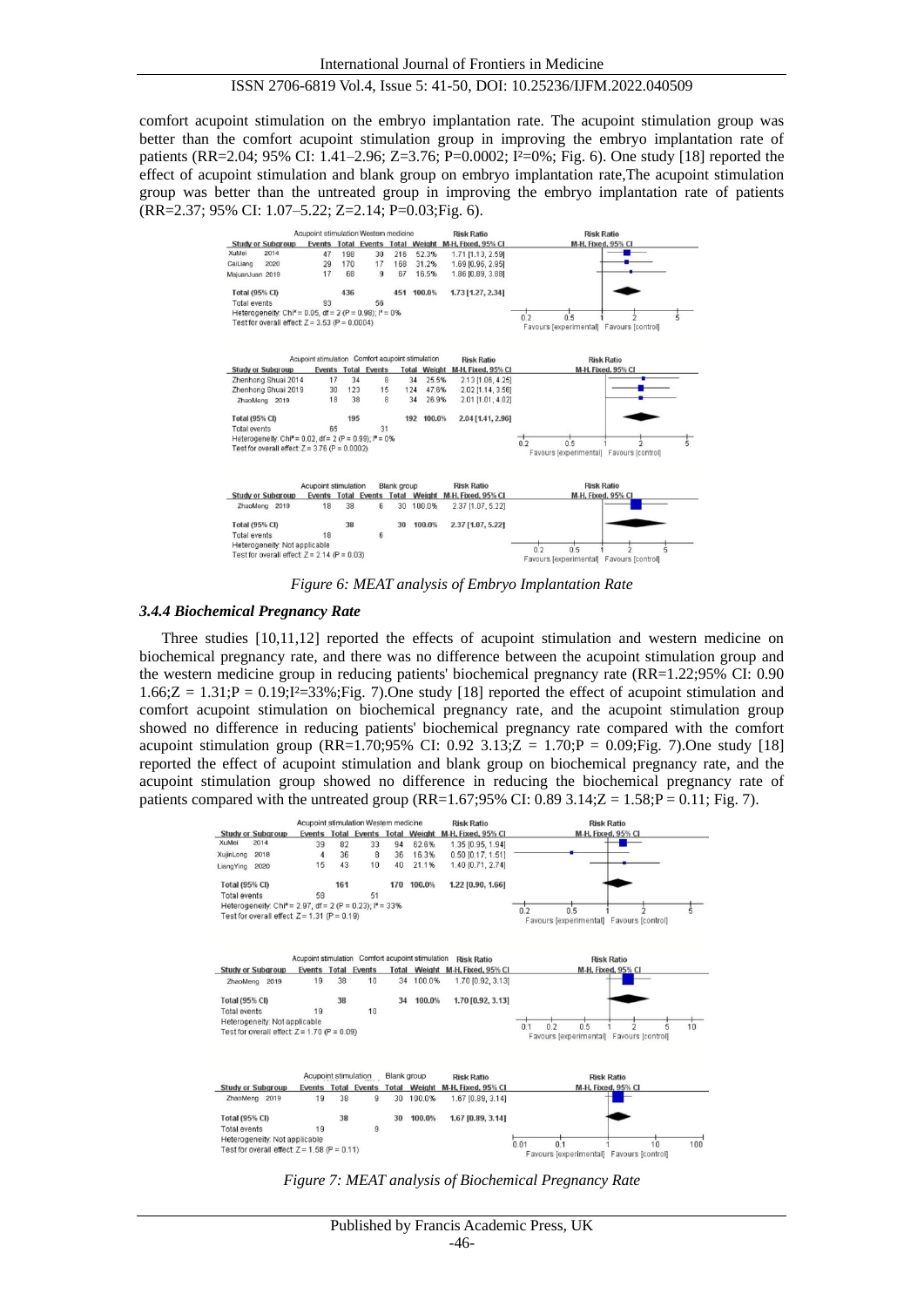comfort acupoint stimulation on the embryo implantation rate. The acupoint stimulation group was better than the comfort acupoint stimulation group in improving the embryo implantation rate of patients (RR=2.04; 95% CI: 1.41–2.96; Z=3.76; P=0.0002; $I^2$=0%; Fig. 6). One study [18] reported the effect of acupoint stimulation and blank group on embryo implantation rate,The acupoint stimulation group was better than the untreated group in improving the embryo implantation rate of patients (RR=2.37; 95% CI: 1.07–5.22; Z=2.14; P=0.03;Fig. 6).

| Study or Subgroup | Acupoint stimulation Events | Total | Western medicine Events | Total | Weight | Risk Ratio M-H, Fixed, 95% CI |
|---|---|---|---|---|---|---|
| XuMei 2014 | 47 | 198 | 30 | 216 | 52.3% | 1.71 [1.13, 2.59] |
| CaiLiang 2020 | 29 | 170 | 17 | 168 | 31.2% | 1.69 [0.96, 2.95] |
| MaJuanJuan 2019 | 17 | 68 | 9 | 67 | 16.5% | 1.86 [0.89, 3.88] |
| **Total (95% CI)** | | 436 | | 451 | 100.0% | 1.73 [1.27, 2.34] |
| Total events | 93 | | 56 | | | |

Heterogeneity: Chi² = 0.05, df = 2 (P = 0.98); I² = 0%
Test for overall effect: Z = 3.53 (P = 0.0004)

| Study or Subgroup | Acupoint stimulation Events | Total | Comfort acupoint stimulation Events | Total | Weight | Risk Ratio M-H, Fixed, 95% CI |
|---|---|---|---|---|---|---|
| Zhenhong Shuai 2014 | 17 | 34 | 8 | 34 | 25.5% | 2.13 [1.06, 4.25] |
| Zhenhong Shuai 2019 | 30 | 123 | 15 | 124 | 47.6% | 2.02 [1.14, 3.56] |
| ZhaoMeng 2019 | 18 | 38 | 8 | 34 | 26.9% | 2.01 [1.01, 4.02] |
| **Total (95% CI)** | | 195 | | 192 | 100.0% | 2.04 [1.41, 2.96] |
| Total events | 65 | | 31 | | | |

Heterogeneity: Chi² = 0.02, df = 2 (P = 0.99); I² = 0%
Test for overall effect: Z = 3.76 (P = 0.0002)

| Study or Subgroup | Acupoint stimulation Events | Total | Blank group Events | Total | Weight | Risk Ratio M-H, Fixed, 95% CI |
|---|---|---|---|---|---|---|
| ZhaoMeng 2019 | 18 | 38 | 6 | 30 | 100.0% | 2.37 [1.07, 5.22] |
| **Total (95% CI)** | | 38 | | 30 | 100.0% | 2.37 [1.07, 5.22] |
| Total events | 18 | | 6 | | | |

Heterogeneity: Not applicable
Test for overall effect: Z = 2.14 (P = 0.03)

*Figure 6: MEAT analysis of Embryo Implantation Rate*

### *3.4.4 Biochemical Pregnancy Rate*

Three studies [10,11,12] reported the effects of acupoint stimulation and western medicine on biochemical pregnancy rate, and there was no difference between the acupoint stimulation group and the western medicine group in reducing patients' biochemical pregnancy rate (RR=1.22;95% CI: 0.90 1.66;Z = 1.31;P = 0.19;$I^2$=33%;Fig. 7).One study [18] reported the effect of acupoint stimulation and comfort acupoint stimulation on biochemical pregnancy rate, and the acupoint stimulation group showed no difference in reducing patients' biochemical pregnancy rate compared with the comfort acupoint stimulation group (RR=1.70;95% CI: 0.92 3.13;Z = 1.70;P = 0.09;Fig. 7).One study [18] reported the effect of acupoint stimulation and blank group on biochemical pregnancy rate, and the acupoint stimulation group showed no difference in reducing the biochemical pregnancy rate of patients compared with the untreated group (RR=1.67;95% CI: 0.89 3.14;Z = 1.58;P = 0.11; Fig. 7).

| Study or Subgroup | Acupoint stimulation Events | Total | Western medicine Events | Total | Weight | Risk Ratio M-H, Fixed, 95% CI |
|---|---|---|---|---|---|---|
| XuMei 2014 | 39 | 82 | 33 | 94 | 62.6% | 1.35 [0.95, 1.94] |
| XujinLong 2018 | 4 | 36 | 8 | 36 | 16.3% | 0.50 [0.17, 1.51] |
| LiangYing 2020 | 15 | 43 | 10 | 40 | 21.1% | 1.40 [0.71, 2.74] |
| **Total (95% CI)** | | 161 | | 170 | 100.0% | 1.22 [0.90, 1.66] |
| Total events | 58 | | 51 | | | |

Heterogeneity: Chi² = 2.97, df = 2 (P = 0.23); I² = 33%
Test for overall effect: Z = 1.31 (P = 0.19)

| Study or Subgroup | Acupoint stimulation Events | Total | Comfort acupoint stimulation Events | Total | Weight | Risk Ratio M-H, Fixed, 95% CI |
|---|---|---|---|---|---|---|
| ZhaoMeng 2019 | 19 | 38 | 10 | 34 | 100.0% | 1.70 [0.92, 3.13] |
| **Total (95% CI)** | | 38 | | 34 | 100.0% | 1.70 [0.92, 3.13] |
| Total events | 19 | | 10 | | | |

Heterogeneity: Not applicable
Test for overall effect: Z = 1.70 (P = 0.09)

| Study or Subgroup | Acupoint stimulation Events | Total | Blank group Events | Total | Weight | Risk Ratio M-H, Fixed, 95% CI |
|---|---|---|---|---|---|---|
| ZhaoMeng 2019 | 19 | 38 | 9 | 30 | 100.0% | 1.67 [0.89, 3.14] |
| **Total (95% CI)** | | 38 | | 30 | 100.0% | 1.67 [0.89, 3.14] |
| Total events | 19 | | 9 | | | |

Heterogeneity: Not applicable
Test for overall effect: Z = 1.58 (P = 0.11)

*Figure 7: MEAT analysis of Biochemical Pregnancy Rate*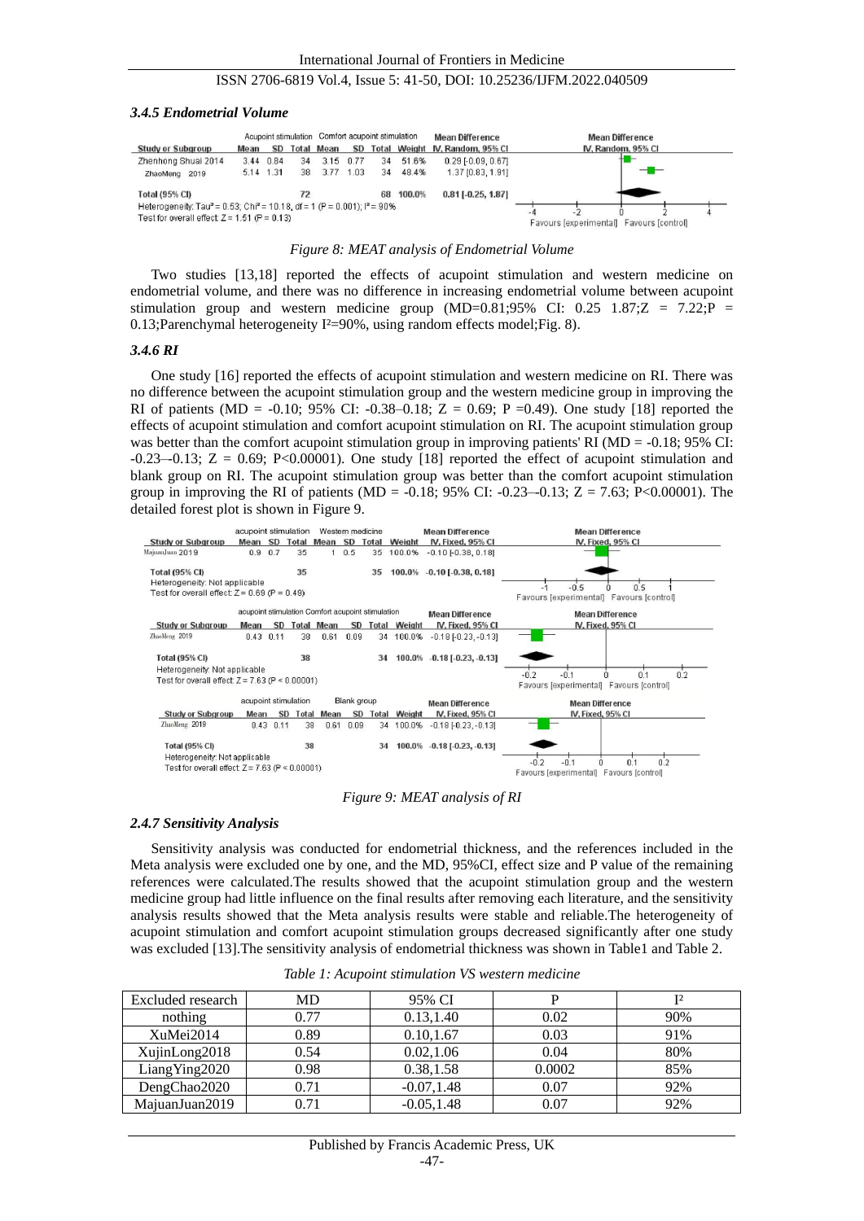### 3.4.5 Endometrial Volume

| Study or Subgroup | Acupoint stimulation Mean | SD | Total | Comfort acupoint stimulation Mean | SD | Total | Weight | Mean Difference IV, Random, 95% CI |
|---|---|---|---|---|---|---|---|---|
| Zhenhong Shuai 2014 | 3.44 | 0.84 | 34 | 3.15 | 0.77 | 34 | 51.6% | 0.29 [-0.09, 0.67] |
| ZhaoMeng 2019 | 5.14 | 1.31 | 38 | 3.77 | 1.03 | 34 | 48.4% | 1.37 [0.83, 1.91] |
| Total (95% CI) | | | 72 | | | 68 | 100.0% | 0.81 [-0.25, 1.87] |

Heterogeneity: Tau² = 0.53; Chi² = 10.18, df = 1 (P = 0.001); I² = 90%
Test for overall effect: Z = 1.51 (P = 0.13)

*Figure 8: MEAT analysis of Endometrial Volume*

Two studies [13,18] reported the effects of acupoint stimulation and western medicine on endometrial volume, and there was no difference in increasing endometrial volume between acupoint stimulation group and western medicine group (MD=0.81;95% CI: 0.25 1.87;Z = 7.22;P = 0.13;Parenchymal heterogeneity I²=90%, using random effects model;Fig. 8).

### 3.4.6 RI

One study [16] reported the effects of acupoint stimulation and western medicine on RI. There was no difference between the acupoint stimulation group and the western medicine group in improving the RI of patients (MD = -0.10; 95% CI: -0.38–0.18; Z = 0.69; P =0.49). One study [18] reported the effects of acupoint stimulation and comfort acupoint stimulation on RI. The acupoint stimulation group was better than the comfort acupoint stimulation group in improving patients' RI (MD = -0.18; 95% CI: -0.23–-0.13; Z = 0.69; P<0.00001). One study [18] reported the effect of acupoint stimulation and blank group on RI. The acupoint stimulation group was better than the comfort acupoint stimulation group in improving the RI of patients (MD = -0.18; 95% CI: -0.23–-0.13; Z = 7.63; P<0.00001). The detailed forest plot is shown in Figure 9.

| Study or Subgroup | acupoint stimulation Mean | SD | Total | Western medicine Mean | SD | Total | Weight | Mean Difference IV, Fixed, 95% CI |
|---|---|---|---|---|---|---|---|---|
| MajuanJuan 2019 | 0.9 | 0.7 | 35 | 1 | 0.5 | 35 | 100.0% | -0.10 [-0.38, 0.18] |
| Total (95% CI) | | | 35 | | | 35 | 100.0% | -0.10 [-0.38, 0.18] |

Heterogeneity: Not applicable
Test for overall effect: Z = 0.69 (P = 0.49)

| Study or Subgroup | acupoint stimulation Mean | SD | Total | Comfort acupoint stimulation Mean | SD | Total | Weight | Mean Difference IV, Fixed, 95% CI |
|---|---|---|---|---|---|---|---|---|
| ZhaoMeng 2019 | 0.43 | 0.11 | 38 | 0.61 | 0.09 | 34 | 100.0% | -0.18 [-0.23, -0.13] |
| Total (95% CI) | | | 38 | | | 34 | 100.0% | -0.18 [-0.23, -0.13] |

Heterogeneity: Not applicable
Test for overall effect: Z = 7.63 (P < 0.00001)

| Study or Subgroup | acupoint stimulation Mean | SD | Total | Blank group Mean | SD | Total | Weight | Mean Difference IV, Fixed, 95% CI |
|---|---|---|---|---|---|---|---|---|
| ZhaoMeng 2019 | 0.43 | 0.11 | 38 | 0.61 | 0.09 | 34 | 100.0% | -0.18 [-0.23, -0.13] |
| Total (95% CI) | | | 38 | | | 34 | 100.0% | -0.18 [-0.23, -0.13] |

Heterogeneity: Not applicable
Test for overall effect: Z = 7.63 (P < 0.00001)

*Figure 9: MEAT analysis of RI*

### 2.4.7 Sensitivity Analysis

Sensitivity analysis was conducted for endometrial thickness, and the references included in the Meta analysis were excluded one by one, and the MD, 95%CI, effect size and P value of the remaining references were calculated.The results showed that the acupoint stimulation group and the western medicine group had little influence on the final results after removing each literature, and the sensitivity analysis results showed that the Meta analysis results were stable and reliable.The heterogeneity of acupoint stimulation and comfort acupoint stimulation groups decreased significantly after one study was excluded [13].The sensitivity analysis of endometrial thickness was shown in Table1 and Table 2.

*Table 1: Acupoint stimulation VS western medicine*

| Excluded research | MD | 95% CI | P | I² |
|---|---|---|---|---|
| nothing | 0.77 | 0.13,1.40 | 0.02 | 90% |
| XuMei2014 | 0.89 | 0.10,1.67 | 0.03 | 91% |
| XujinLong2018 | 0.54 | 0.02,1.06 | 0.04 | 80% |
| LiangYing2020 | 0.98 | 0.38,1.58 | 0.0002 | 85% |
| DengChao2020 | 0.71 | -0.07,1.48 | 0.07 | 92% |
| MajuanJuan2019 | 0.71 | -0.05,1.48 | 0.07 | 92% |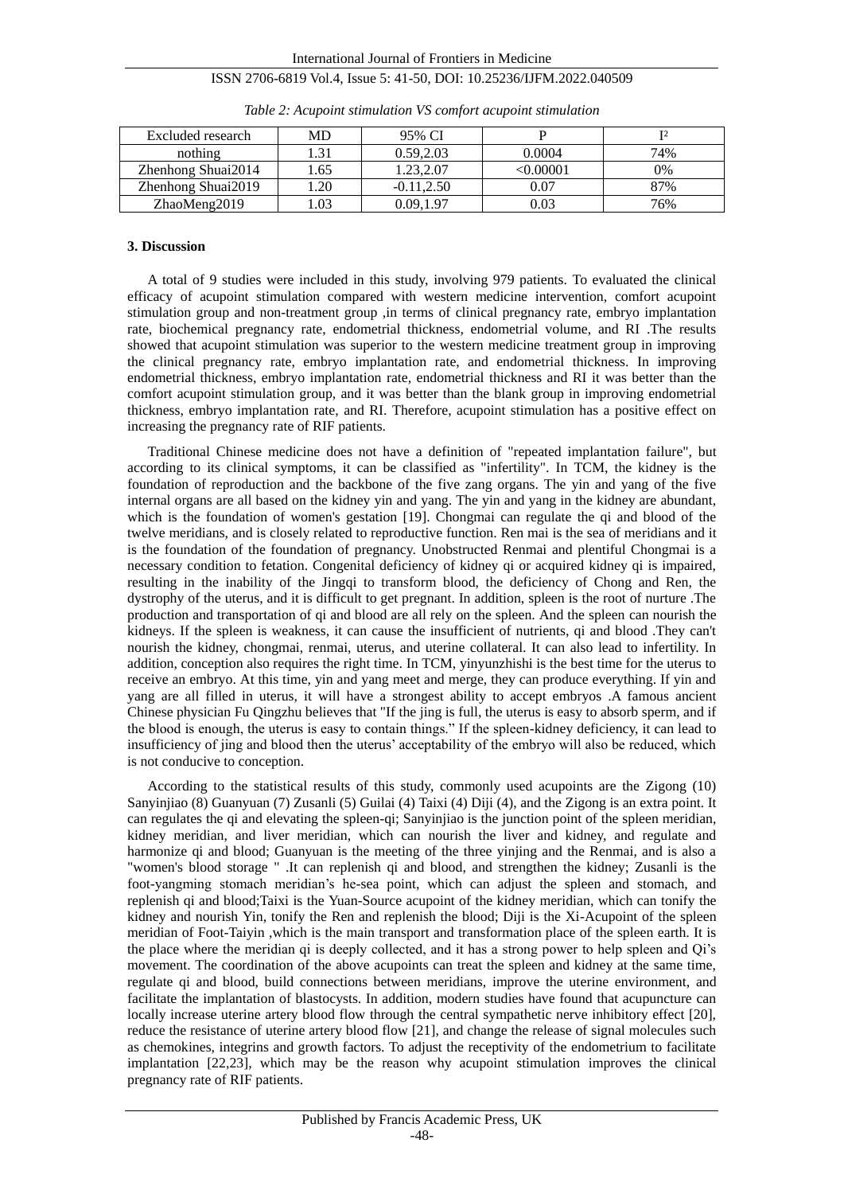*Table 2: Acupoint stimulation VS comfort acupoint stimulation*

| Excluded research | MD | 95% CI | P | $I^2$ |
|---|---|---|---|---|
| nothing | 1.31 | 0.59,2.03 | 0.0004 | 74% |
| Zhenhong Shuai2014 | 1.65 | 1.23,2.07 | <0.00001 | 0% |
| Zhenhong Shuai2019 | 1.20 | -0.11,2.50 | 0.07 | 87% |
| ZhaoMeng2019 | 1.03 | 0.09,1.97 | 0.03 | 76% |

**3. Discussion**

A total of 9 studies were included in this study, involving 979 patients. To evaluated the clinical efficacy of acupoint stimulation compared with western medicine intervention, comfort acupoint stimulation group and non-treatment group ,in terms of clinical pregnancy rate, embryo implantation rate, biochemical pregnancy rate, endometrial thickness, endometrial volume, and RI .The results showed that acupoint stimulation was superior to the western medicine treatment group in improving the clinical pregnancy rate, embryo implantation rate, and endometrial thickness. In improving endometrial thickness, embryo implantation rate, endometrial thickness and RI it was better than the comfort acupoint stimulation group, and it was better than the blank group in improving endometrial thickness, embryo implantation rate, and RI. Therefore, acupoint stimulation has a positive effect on increasing the pregnancy rate of RIF patients.

Traditional Chinese medicine does not have a definition of "repeated implantation failure", but according to its clinical symptoms, it can be classified as "infertility". In TCM, the kidney is the foundation of reproduction and the backbone of the five zang organs. The yin and yang of the five internal organs are all based on the kidney yin and yang. The yin and yang in the kidney are abundant, which is the foundation of women's gestation [19]. Chongmai can regulate the qi and blood of the twelve meridians, and is closely related to reproductive function. Ren mai is the sea of meridians and it is the foundation of the foundation of pregnancy. Unobstructed Renmai and plentiful Chongmai is a necessary condition to fetation. Congenital deficiency of kidney qi or acquired kidney qi is impaired, resulting in the inability of the Jingqi to transform blood, the deficiency of Chong and Ren, the dystrophy of the uterus, and it is difficult to get pregnant. In addition, spleen is the root of nurture .The production and transportation of qi and blood are all rely on the spleen. And the spleen can nourish the kidneys. If the spleen is weakness, it can cause the insufficient of nutrients, qi and blood .They can't nourish the kidney, chongmai, renmai, uterus, and uterine collateral. It can also lead to infertility. In addition, conception also requires the right time. In TCM, yinyunzhishi is the best time for the uterus to receive an embryo. At this time, yin and yang meet and merge, they can produce everything. If yin and yang are all filled in uterus, it will have a strongest ability to accept embryos .A famous ancient Chinese physician Fu Qingzhu believes that "If the jing is full, the uterus is easy to absorb sperm, and if the blood is enough, the uterus is easy to contain things." If the spleen-kidney deficiency, it can lead to insufficiency of jing and blood then the uterus' acceptability of the embryo will also be reduced, which is not conducive to conception.

According to the statistical results of this study, commonly used acupoints are the Zigong (10) Sanyinjiao (8) Guanyuan (7) Zusanli (5) Guilai (4) Taixi (4) Diji (4), and the Zigong is an extra point. It can regulates the qi and elevating the spleen-qi; Sanyinjiao is the junction point of the spleen meridian, kidney meridian, and liver meridian, which can nourish the liver and kidney, and regulate and harmonize qi and blood; Guanyuan is the meeting of the three yinjing and the Renmai, and is also a "women's blood storage " .It can replenish qi and blood, and strengthen the kidney; Zusanli is the foot-yangming stomach meridian's he-sea point, which can adjust the spleen and stomach, and replenish qi and blood;Taixi is the Yuan-Source acupoint of the kidney meridian, which can tonify the kidney and nourish Yin, tonify the Ren and replenish the blood; Diji is the Xi-Acupoint of the spleen meridian of Foot-Taiyin ,which is the main transport and transformation place of the spleen earth. It is the place where the meridian qi is deeply collected, and it has a strong power to help spleen and Qi's movement. The coordination of the above acupoints can treat the spleen and kidney at the same time, regulate qi and blood, build connections between meridians, improve the uterine environment, and facilitate the implantation of blastocysts. In addition, modern studies have found that acupuncture can locally increase uterine artery blood flow through the central sympathetic nerve inhibitory effect [20], reduce the resistance of uterine artery blood flow [21], and change the release of signal molecules such as chemokines, integrins and growth factors. To adjust the receptivity of the endometrium to facilitate implantation [22,23], which may be the reason why acupoint stimulation improves the clinical pregnancy rate of RIF patients.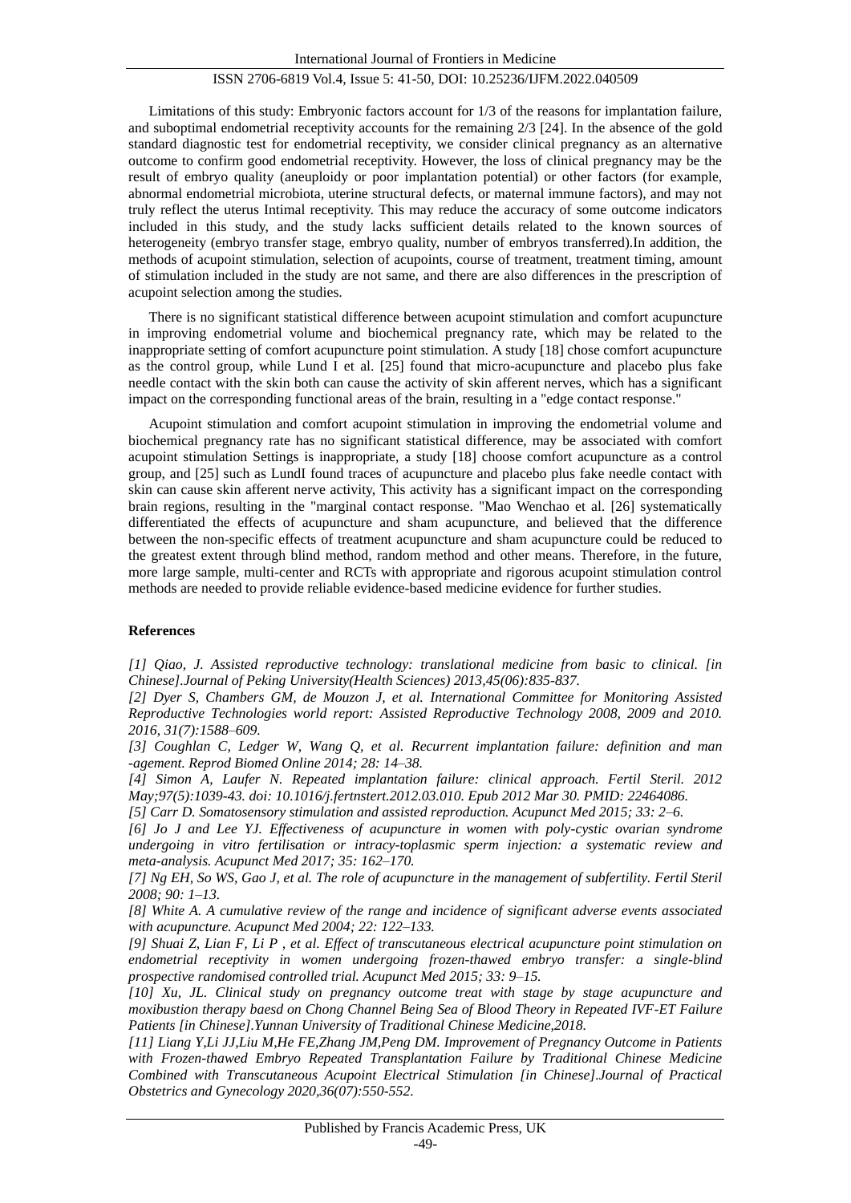Limitations of this study: Embryonic factors account for 1/3 of the reasons for implantation failure, and suboptimal endometrial receptivity accounts for the remaining 2/3 [24]. In the absence of the gold standard diagnostic test for endometrial receptivity, we consider clinical pregnancy as an alternative outcome to confirm good endometrial receptivity. However, the loss of clinical pregnancy may be the result of embryo quality (aneuploidy or poor implantation potential) or other factors (for example, abnormal endometrial microbiota, uterine structural defects, or maternal immune factors), and may not truly reflect the uterus Intimal receptivity. This may reduce the accuracy of some outcome indicators included in this study, and the study lacks sufficient details related to the known sources of heterogeneity (embryo transfer stage, embryo quality, number of embryos transferred).In addition, the methods of acupoint stimulation, selection of acupoints, course of treatment, treatment timing, amount of stimulation included in the study are not same, and there are also differences in the prescription of acupoint selection among the studies.

There is no significant statistical difference between acupoint stimulation and comfort acupuncture in improving endometrial volume and biochemical pregnancy rate, which may be related to the inappropriate setting of comfort acupuncture point stimulation. A study [18] chose comfort acupuncture as the control group, while Lund I et al. [25] found that micro-acupuncture and placebo plus fake needle contact with the skin both can cause the activity of skin afferent nerves, which has a significant impact on the corresponding functional areas of the brain, resulting in a "edge contact response."

Acupoint stimulation and comfort acupoint stimulation in improving the endometrial volume and biochemical pregnancy rate has no significant statistical difference, may be associated with comfort acupoint stimulation Settings is inappropriate, a study [18] choose comfort acupuncture as a control group, and [25] such as LundI found traces of acupuncture and placebo plus fake needle contact with skin can cause skin afferent nerve activity, This activity has a significant impact on the corresponding brain regions, resulting in the "marginal contact response. "Mao Wenchao et al. [26] systematically differentiated the effects of acupuncture and sham acupuncture, and believed that the difference between the non-specific effects of treatment acupuncture and sham acupuncture could be reduced to the greatest extent through blind method, random method and other means. Therefore, in the future, more large sample, multi-center and RCTs with appropriate and rigorous acupoint stimulation control methods are needed to provide reliable evidence-based medicine evidence for further studies.

## References

*[1] Qiao, J. Assisted reproductive technology: translational medicine from basic to clinical. [in Chinese].Journal of Peking University(Health Sciences) 2013,45(06):835-837.*

*[2] Dyer S, Chambers GM, de Mouzon J, et al. International Committee for Monitoring Assisted Reproductive Technologies world report: Assisted Reproductive Technology 2008, 2009 and 2010. 2016, 31(7):1588–609.*

*[3] Coughlan C, Ledger W, Wang Q, et al. Recurrent implantation failure: definition and man -agement. Reprod Biomed Online 2014; 28: 14–38.*

*[4] Simon A, Laufer N. Repeated implantation failure: clinical approach. Fertil Steril. 2012 May;97(5):1039-43. doi: 10.1016/j.fertnstert.2012.03.010. Epub 2012 Mar 30. PMID: 22464086.*

*[5] Carr D. Somatosensory stimulation and assisted reproduction. Acupunct Med 2015; 33: 2–6.*

*[6] Jo J and Lee YJ. Effectiveness of acupuncture in women with poly-cystic ovarian syndrome undergoing in vitro fertilisation or intracy-toplasmic sperm injection: a systematic review and meta-analysis. Acupunct Med 2017; 35: 162–170.*

*[7] Ng EH, So WS, Gao J, et al. The role of acupuncture in the management of subfertility. Fertil Steril 2008; 90: 1–13.*

*[8] White A. A cumulative review of the range and incidence of significant adverse events associated with acupuncture. Acupunct Med 2004; 22: 122–133.*

*[9] Shuai Z, Lian F, Li P , et al. Effect of transcutaneous electrical acupuncture point stimulation on endometrial receptivity in women undergoing frozen-thawed embryo transfer: a single-blind prospective randomised controlled trial. Acupunct Med 2015; 33: 9–15.*

*[10] Xu, JL. Clinical study on pregnancy outcome treat with stage by stage acupuncture and moxibustion therapy baesd on Chong Channel Being Sea of Blood Theory in Repeated IVF-ET Failure Patients [in Chinese].Yunnan University of Traditional Chinese Medicine,2018.*

*[11] Liang Y,Li JJ,Liu M,He FE,Zhang JM,Peng DM. Improvement of Pregnancy Outcome in Patients with Frozen-thawed Embryo Repeated Transplantation Failure by Traditional Chinese Medicine Combined with Transcutaneous Acupoint Electrical Stimulation [in Chinese].Journal of Practical Obstetrics and Gynecology 2020,36(07):550-552.*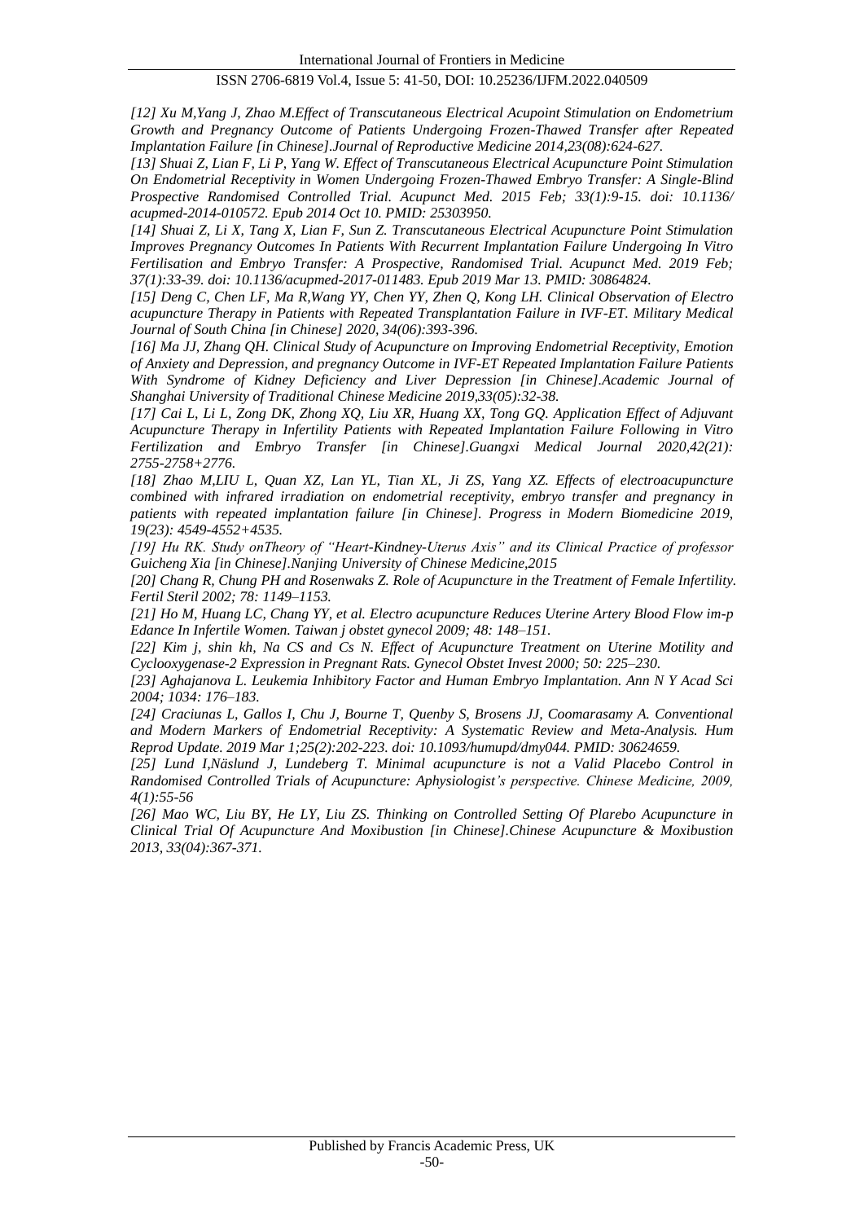*[12] Xu M,Yang J, Zhao M.Effect of Transcutaneous Electrical Acupoint Stimulation on Endometrium Growth and Pregnancy Outcome of Patients Undergoing Frozen-Thawed Transfer after Repeated Implantation Failure [in Chinese].Journal of Reproductive Medicine 2014,23(08):624-627.*

*[13] Shuai Z, Lian F, Li P, Yang W. Effect of Transcutaneous Electrical Acupuncture Point Stimulation On Endometrial Receptivity in Women Undergoing Frozen-Thawed Embryo Transfer: A Single-Blind Prospective Randomised Controlled Trial. Acupunct Med. 2015 Feb; 33(1):9-15. doi: 10.1136/ acupmed-2014-010572. Epub 2014 Oct 10. PMID: 25303950.*

*[14] Shuai Z, Li X, Tang X, Lian F, Sun Z. Transcutaneous Electrical Acupuncture Point Stimulation Improves Pregnancy Outcomes In Patients With Recurrent Implantation Failure Undergoing In Vitro Fertilisation and Embryo Transfer: A Prospective, Randomised Trial. Acupunct Med. 2019 Feb; 37(1):33-39. doi: 10.1136/acupmed-2017-011483. Epub 2019 Mar 13. PMID: 30864824.*

*[15] Deng C, Chen LF, Ma R,Wang YY, Chen YY, Zhen Q, Kong LH. Clinical Observation of Electro acupuncture Therapy in Patients with Repeated Transplantation Failure in IVF-ET. Military Medical Journal of South China [in Chinese] 2020, 34(06):393-396.*

*[16] Ma JJ, Zhang QH. Clinical Study of Acupuncture on Improving Endometrial Receptivity, Emotion of Anxiety and Depression, and pregnancy Outcome in IVF-ET Repeated Implantation Failure Patients With Syndrome of Kidney Deficiency and Liver Depression [in Chinese].Academic Journal of Shanghai University of Traditional Chinese Medicine 2019,33(05):32-38.*

*[17] Cai L, Li L, Zong DK, Zhong XQ, Liu XR, Huang XX, Tong GQ. Application Effect of Adjuvant Acupuncture Therapy in Infertility Patients with Repeated Implantation Failure Following in Vitro Fertilization and Embryo Transfer [in Chinese].Guangxi Medical Journal 2020,42(21): 2755-2758+2776.*

*[18] Zhao M,LIU L, Quan XZ, Lan YL, Tian XL, Ji ZS, Yang XZ. Effects of electroacupuncture combined with infrared irradiation on endometrial receptivity, embryo transfer and pregnancy in patients with repeated implantation failure [in Chinese]. Progress in Modern Biomedicine 2019, 19(23): 4549-4552+4535.*

*[19] Hu RK. Study onTheory of "Heart-Kindney-Uterus Axis" and its Clinical Practice of professor Guicheng Xia [in Chinese].Nanjing University of Chinese Medicine,2015*

*[20] Chang R, Chung PH and Rosenwaks Z. Role of Acupuncture in the Treatment of Female Infertility. Fertil Steril 2002; 78: 1149–1153.*

*[21] Ho M, Huang LC, Chang YY, et al. Electro acupuncture Reduces Uterine Artery Blood Flow im-p Edance In Infertile Women. Taiwan j obstet gynecol 2009; 48: 148–151.*

*[22] Kim j, shin kh, Na CS and Cs N. Effect of Acupuncture Treatment on Uterine Motility and Cyclooxygenase-2 Expression in Pregnant Rats. Gynecol Obstet Invest 2000; 50: 225–230.*

*[23] Aghajanova L. Leukemia Inhibitory Factor and Human Embryo Implantation. Ann N Y Acad Sci 2004; 1034: 176–183.*

*[24] Craciunas L, Gallos I, Chu J, Bourne T, Quenby S, Brosens JJ, Coomarasamy A. Conventional and Modern Markers of Endometrial Receptivity: A Systematic Review and Meta-Analysis. Hum Reprod Update. 2019 Mar 1;25(2):202-223. doi: 10.1093/humupd/dmy044. PMID: 30624659.*

*[25] Lund I,Näslund J, Lundeberg T. Minimal acupuncture is not a Valid Placebo Control in Randomised Controlled Trials of Acupuncture: Aphysiologist's perspective. Chinese Medicine, 2009, 4(1):55-56*

*[26] Mao WC, Liu BY, He LY, Liu ZS. Thinking on Controlled Setting Of Plarebo Acupuncture in Clinical Trial Of Acupuncture And Moxibustion [in Chinese].Chinese Acupuncture & Moxibustion 2013, 33(04):367-371.*